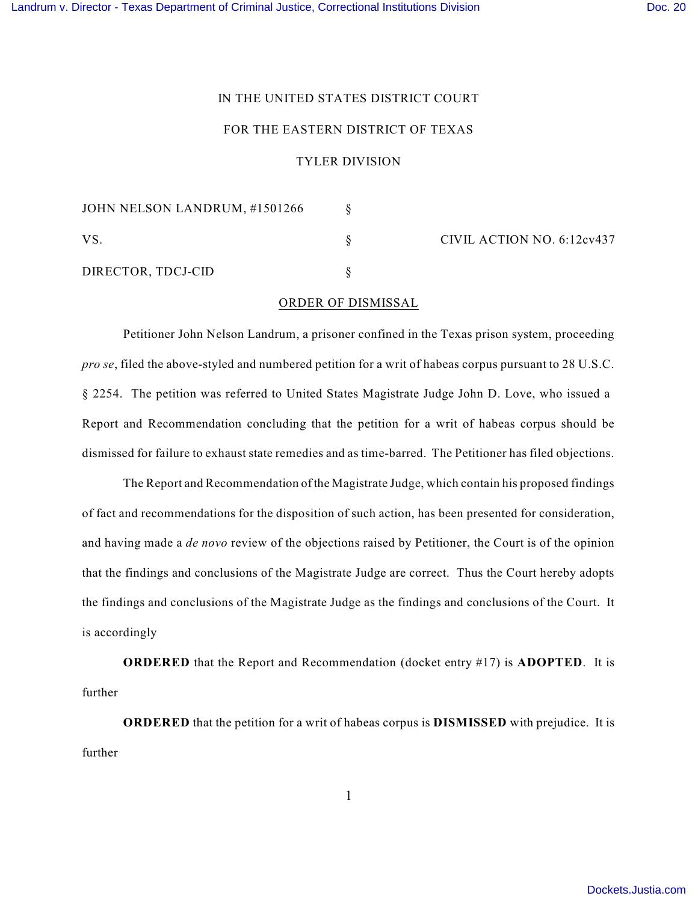IN THE UNITED STATES DISTRICT COURT

FOR THE EASTERN DISTRICT OF TEXAS

TYLER DIVISION

| | | |
|---|---|---|
| JOHN NELSON LANDRUM, #1501266 | § | |
| VS. | § | CIVIL ACTION NO. 6:12cv437 |
| DIRECTOR, TDCJ-CID | § | |

ORDER OF DISMISSAL

Petitioner John Nelson Landrum, a prisoner confined in the Texas prison system, proceeding *pro se*, filed the above-styled and numbered petition for a writ of habeas corpus pursuant to 28 U.S.C. § 2254. The petition was referred to United States Magistrate Judge John D. Love, who issued a Report and Recommendation concluding that the petition for a writ of habeas corpus should be dismissed for failure to exhaust state remedies and as time-barred. The Petitioner has filed objections.

The Report and Recommendation of the Magistrate Judge, which contain his proposed findings of fact and recommendations for the disposition of such action, has been presented for consideration, and having made a *de novo* review of the objections raised by Petitioner, the Court is of the opinion that the findings and conclusions of the Magistrate Judge are correct. Thus the Court hereby adopts the findings and conclusions of the Magistrate Judge as the findings and conclusions of the Court. It is accordingly

**ORDERED** that the Report and Recommendation (docket entry #17) is **ADOPTED**. It is further

**ORDERED** that the petition for a writ of habeas corpus is **DISMISSED** with prejudice. It is further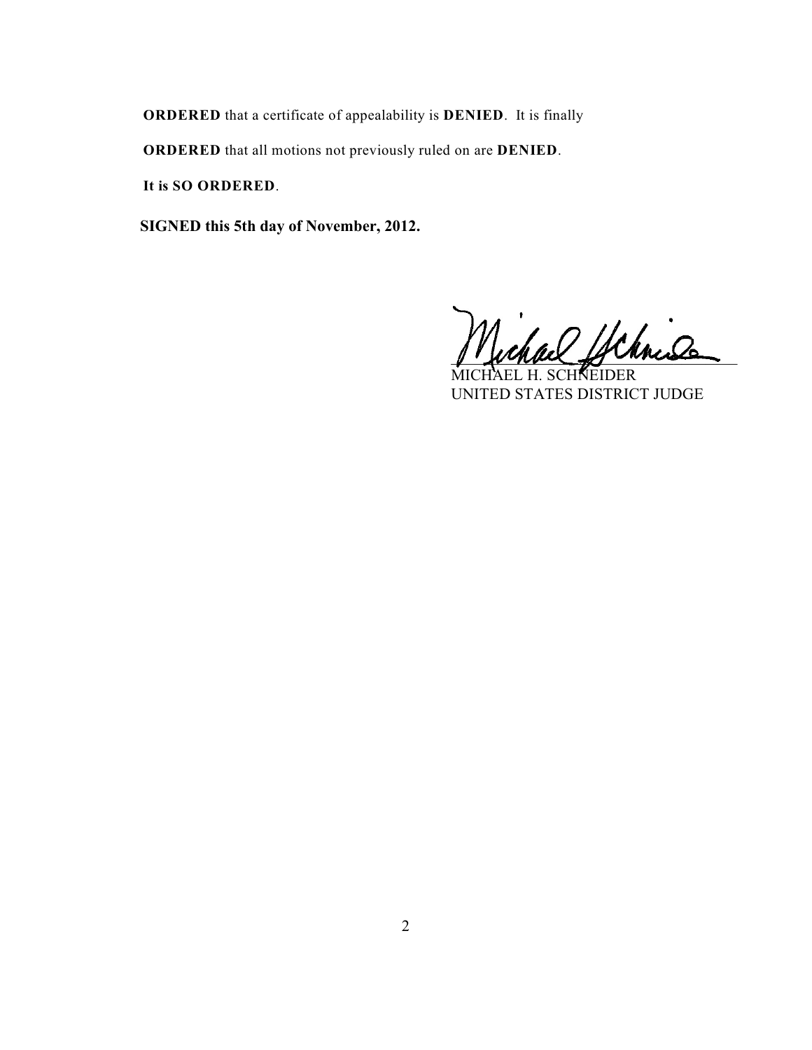**ORDERED** that a certificate of appealability is **DENIED**. It is finally

**ORDERED** that all motions not previously ruled on are **DENIED**.

**It is SO ORDERED**.

**SIGNED this 5th day of November, 2012.**

MICHAEL H. SCHNEIDER
UNITED STATES DISTRICT JUDGE